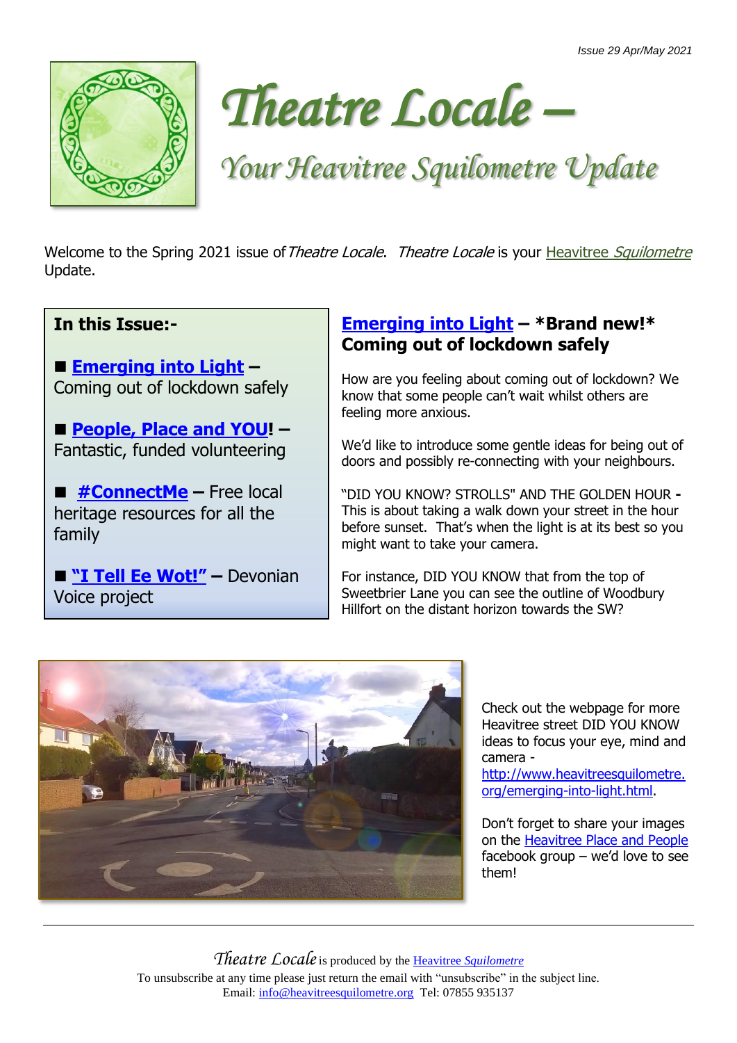Issue 29 Apr/May 2021

# *Theatre Locale –*

## *Your Heavitree Squilometre Update*

Welcome to the Spring 2021 issue of *Theatre Locale*. *Theatre Locale* is your Heavitree *Squilometre* Update.

**In this Issue:-**

- **Emerging into Light** – Coming out of lockdown safely
- **People, Place and YOU!** – Fantastic, funded volunteering
- **#ConnectMe** – Free local heritage resources for all the family
- **"I Tell Ee Wot!"** – Devonian Voice project

## Emerging into Light – *Brand new!* Coming out of lockdown safely

How are you feeling about coming out of lockdown? We know that some people can't wait whilst others are feeling more anxious.

We'd like to introduce some gentle ideas for being out of doors and possibly re-connecting with your neighbours.

"DID YOU KNOW? STROLLS" AND THE GOLDEN HOUR - This is about taking a walk down your street in the hour before sunset. That's when the light is at its best so you might want to take your camera.

For instance, DID YOU KNOW that from the top of Sweetbrier Lane you can see the outline of Woodbury Hillfort on the distant horizon towards the SW?

Check out the webpage for more Heavitree street DID YOU KNOW ideas to focus your eye, mind and camera - http://www.heavitreesquilometre.org/emerging-into-light.html.

Don't forget to share your images on the Heavitree Place and People facebook group – we'd love to see them!

---

*Theatre Locale* is produced by the Heavitree *Squilometre*
To unsubscribe at any time please just return the email with "unsubscribe" in the subject line.
Email: info@heavitreesquilometre.org Tel: 07855 935137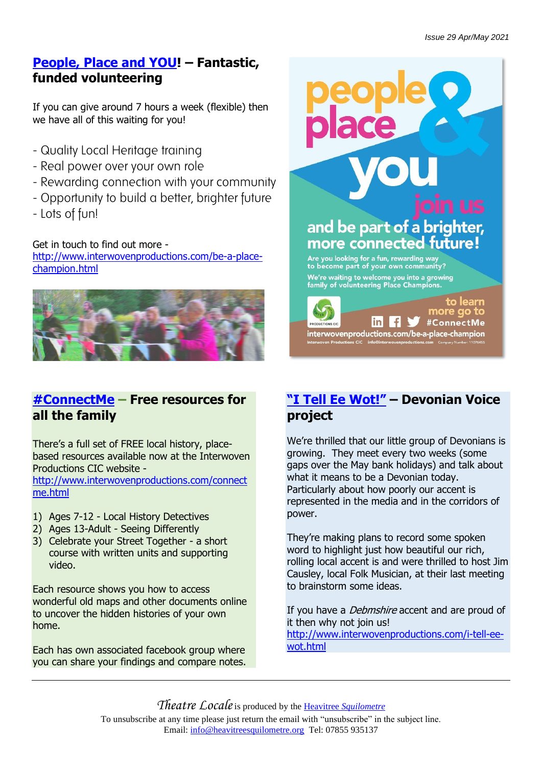## People, Place and YOU! – Fantastic, funded volunteering

If you can give around 7 hours a week (flexible) then we have all of this waiting for you!

- Quality Local Heritage training
- Real power over your own role
- Rewarding connection with your community
- Opportunity to build a better, brighter future
- Lots of fun!

Get in touch to find out more - http://www.interwovenproductions.com/be-a-place-champion.html

people place & you

join us

and be part of a brighter, more connected future!

Are you looking for a fun, rewarding way to become part of your own community?

We're waiting to welcome you into a growing family of volunteering Place Champions.

to learn more go to

#ConnectMe

interwovenproductions.com/be-a-place-champion

Interwoven Productions CIC info@interwovenproductions.com Company Number: 11076455

## #ConnectMe – Free resources for all the family

There's a full set of FREE local history, place-based resources available now at the Interwoven Productions CIC website - http://www.interwovenproductions.com/connectme.html

1) Ages 7-12 - Local History Detectives
2) Ages 13-Adult - Seeing Differently
3) Celebrate your Street Together - a short course with written units and supporting video.

Each resource shows you how to access wonderful old maps and other documents online to uncover the hidden histories of your own home.

Each has own associated facebook group where you can share your findings and compare notes.

## "I Tell Ee Wot!" – Devonian Voice project

We're thrilled that our little group of Devonians is growing. They meet every two weeks (some gaps over the May bank holidays) and talk about what it means to be a Devonian today. Particularly about how poorly our accent is represented in the media and in the corridors of power.

They're making plans to record some spoken word to highlight just how beautiful our rich, rolling local accent is and were thrilled to host Jim Causley, local Folk Musician, at their last meeting to brainstorm some ideas.

If you have a *Debmshire* accent and are proud of it then why not join us! http://www.interwovenproductions.com/i-tell-ee-wot.html

---

*Theatre Locale* is produced by the Heavitree *Squilometre*

To unsubscribe at any time please just return the email with "unsubscribe" in the subject line.

Email: info@heavitreesquilometre.org Tel: 07855 935137